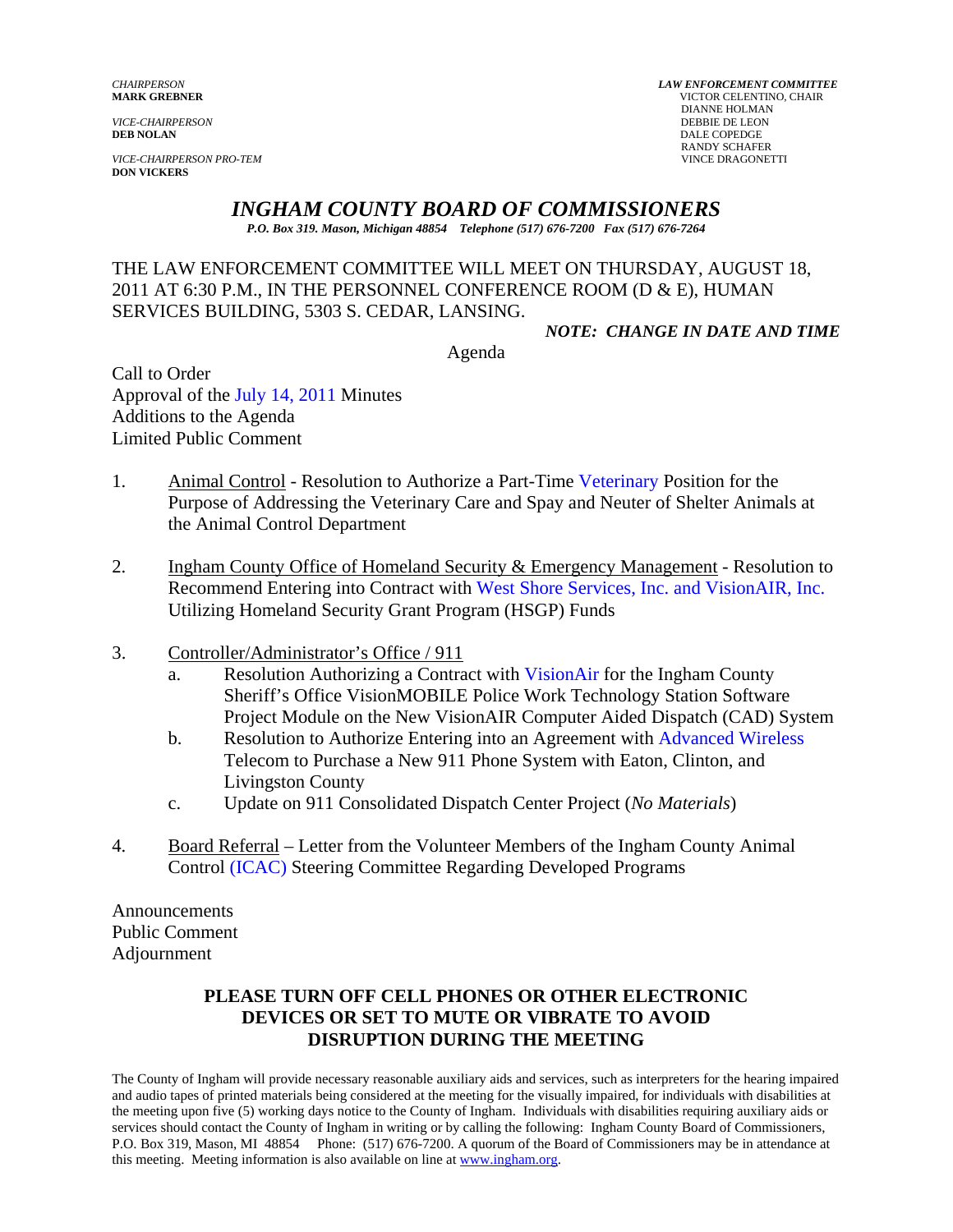*CHAIRPERSON*
**MARK GREBNER**

*VICE-CHAIRPERSON*
**DEB NOLAN**

*VICE-CHAIRPERSON PRO-TEM*
**DON VICKERS**

*LAW ENFORCEMENT COMMITTEE*
VICTOR CELENTINO, CHAIR
DIANNE HOLMAN
DEBBIE DE LEON
DALE COPEDGE
RANDY SCHAFER
VINCE DRAGONETTI

# *INGHAM COUNTY BOARD OF COMMISSIONERS*

*P.O. Box 319. Mason, Michigan 48854 Telephone (517) 676-7200 Fax (517) 676-7264*

THE LAW ENFORCEMENT COMMITTEE WILL MEET ON THURSDAY, AUGUST 18, 2011 AT 6:30 P.M., IN THE PERSONNEL CONFERENCE ROOM (D & E), HUMAN SERVICES BUILDING, 5303 S. CEDAR, LANSING.

***NOTE: CHANGE IN DATE AND TIME***

Agenda

Call to Order
Approval of the July 14, 2011 Minutes
Additions to the Agenda
Limited Public Comment

1. Animal Control - Resolution to Authorize a Part-Time Veterinary Position for the Purpose of Addressing the Veterinary Care and Spay and Neuter of Shelter Animals at the Animal Control Department

2. Ingham County Office of Homeland Security & Emergency Management - Resolution to Recommend Entering into Contract with West Shore Services, Inc. and VisionAIR, Inc. Utilizing Homeland Security Grant Program (HSGP) Funds

3. Controller/Administrator's Office / 911
   a. Resolution Authorizing a Contract with VisionAir for the Ingham County Sheriff's Office VisionMOBILE Police Work Technology Station Software Project Module on the New VisionAIR Computer Aided Dispatch (CAD) System
   b. Resolution to Authorize Entering into an Agreement with Advanced Wireless Telecom to Purchase a New 911 Phone System with Eaton, Clinton, and Livingston County
   c. Update on 911 Consolidated Dispatch Center Project (*No Materials*)

4. Board Referral – Letter from the Volunteer Members of the Ingham County Animal Control (ICAC) Steering Committee Regarding Developed Programs

Announcements
Public Comment
Adjournment

**PLEASE TURN OFF CELL PHONES OR OTHER ELECTRONIC DEVICES OR SET TO MUTE OR VIBRATE TO AVOID DISRUPTION DURING THE MEETING**

The County of Ingham will provide necessary reasonable auxiliary aids and services, such as interpreters for the hearing impaired and audio tapes of printed materials being considered at the meeting for the visually impaired, for individuals with disabilities at the meeting upon five (5) working days notice to the County of Ingham. Individuals with disabilities requiring auxiliary aids or services should contact the County of Ingham in writing or by calling the following: Ingham County Board of Commissioners, P.O. Box 319, Mason, MI 48854 Phone: (517) 676-7200. A quorum of the Board of Commissioners may be in attendance at this meeting. Meeting information is also available on line at www.ingham.org.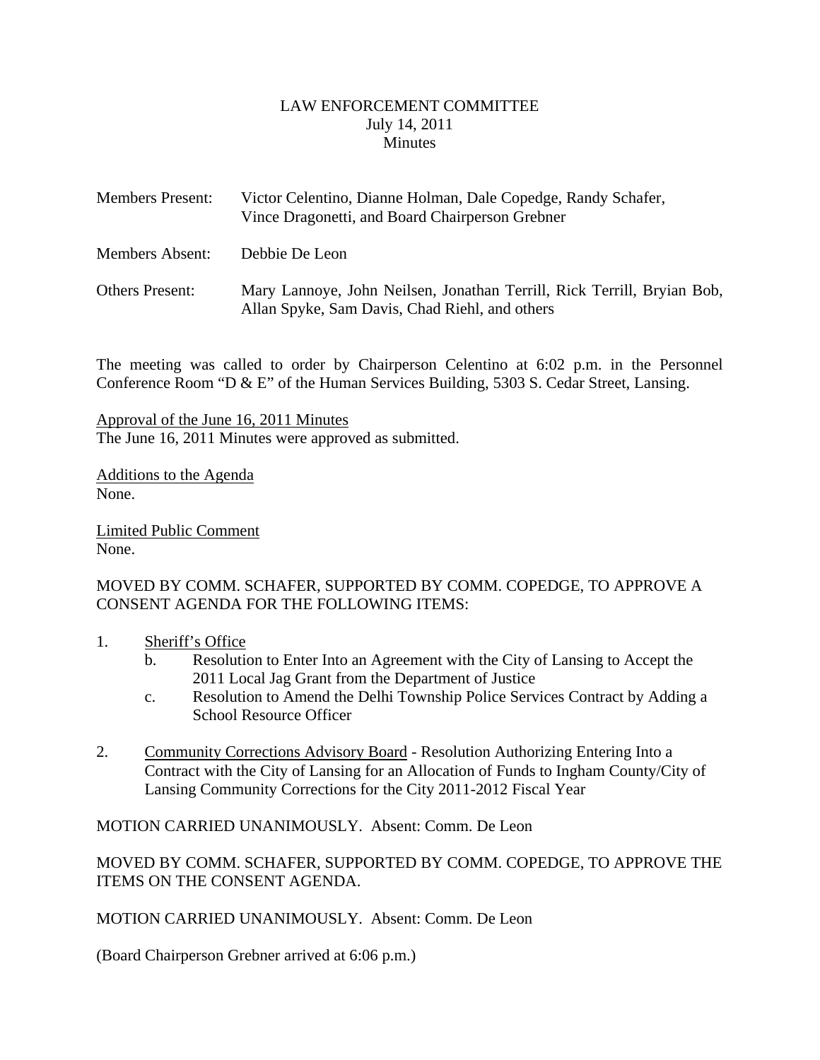LAW ENFORCEMENT COMMITTEE
July 14, 2011
Minutes

Members Present: Victor Celentino, Dianne Holman, Dale Copedge, Randy Schafer, Vince Dragonetti, and Board Chairperson Grebner

Members Absent: Debbie De Leon

Others Present: Mary Lannoye, John Neilsen, Jonathan Terrill, Rick Terrill, Bryian Bob, Allan Spyke, Sam Davis, Chad Riehl, and others

The meeting was called to order by Chairperson Celentino at 6:02 p.m. in the Personnel Conference Room "D & E" of the Human Services Building, 5303 S. Cedar Street, Lansing.

Approval of the June 16, 2011 Minutes
The June 16, 2011 Minutes were approved as submitted.

Additions to the Agenda
None.

Limited Public Comment
None.

MOVED BY COMM. SCHAFER, SUPPORTED BY COMM. COPEDGE, TO APPROVE A CONSENT AGENDA FOR THE FOLLOWING ITEMS:

1. Sheriff's Office
   - b. Resolution to Enter Into an Agreement with the City of Lansing to Accept the 2011 Local Jag Grant from the Department of Justice
   - c. Resolution to Amend the Delhi Township Police Services Contract by Adding a School Resource Officer

2. Community Corrections Advisory Board - Resolution Authorizing Entering Into a Contract with the City of Lansing for an Allocation of Funds to Ingham County/City of Lansing Community Corrections for the City 2011-2012 Fiscal Year

MOTION CARRIED UNANIMOUSLY. Absent: Comm. De Leon

MOVED BY COMM. SCHAFER, SUPPORTED BY COMM. COPEDGE, TO APPROVE THE ITEMS ON THE CONSENT AGENDA.

MOTION CARRIED UNANIMOUSLY. Absent: Comm. De Leon

(Board Chairperson Grebner arrived at 6:06 p.m.)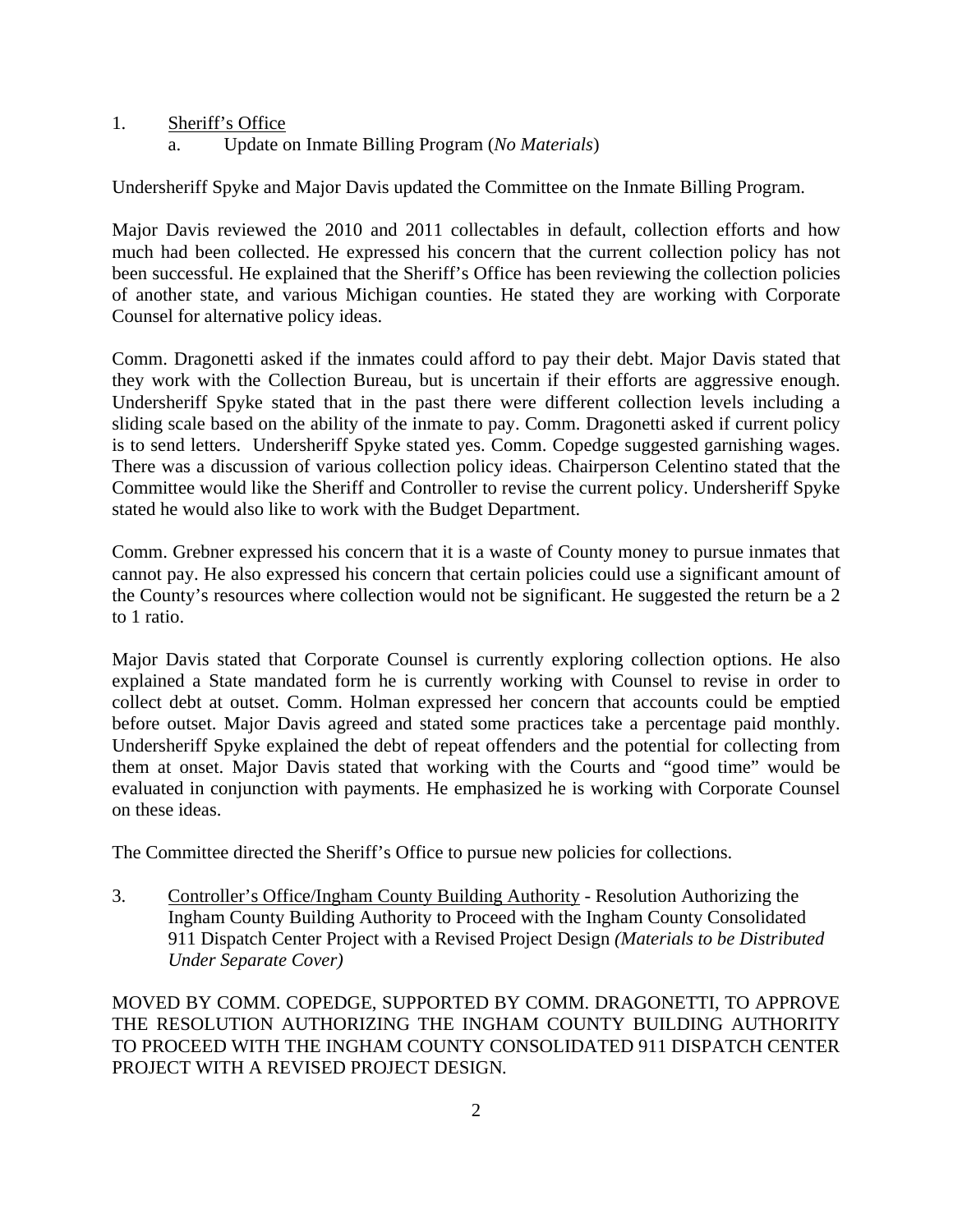1. Sheriff's Office
   a. Update on Inmate Billing Program (*No Materials*)

Undersheriff Spyke and Major Davis updated the Committee on the Inmate Billing Program.

Major Davis reviewed the 2010 and 2011 collectables in default, collection efforts and how much had been collected. He expressed his concern that the current collection policy has not been successful. He explained that the Sheriff's Office has been reviewing the collection policies of another state, and various Michigan counties. He stated they are working with Corporate Counsel for alternative policy ideas.

Comm. Dragonetti asked if the inmates could afford to pay their debt. Major Davis stated that they work with the Collection Bureau, but is uncertain if their efforts are aggressive enough. Undersheriff Spyke stated that in the past there were different collection levels including a sliding scale based on the ability of the inmate to pay. Comm. Dragonetti asked if current policy is to send letters. Undersheriff Spyke stated yes. Comm. Copedge suggested garnishing wages. There was a discussion of various collection policy ideas. Chairperson Celentino stated that the Committee would like the Sheriff and Controller to revise the current policy. Undersheriff Spyke stated he would also like to work with the Budget Department.

Comm. Grebner expressed his concern that it is a waste of County money to pursue inmates that cannot pay. He also expressed his concern that certain policies could use a significant amount of the County's resources where collection would not be significant. He suggested the return be a 2 to 1 ratio.

Major Davis stated that Corporate Counsel is currently exploring collection options. He also explained a State mandated form he is currently working with Counsel to revise in order to collect debt at outset. Comm. Holman expressed her concern that accounts could be emptied before outset. Major Davis agreed and stated some practices take a percentage paid monthly. Undersheriff Spyke explained the debt of repeat offenders and the potential for collecting from them at onset. Major Davis stated that working with the Courts and "good time" would be evaluated in conjunction with payments. He emphasized he is working with Corporate Counsel on these ideas.

The Committee directed the Sheriff's Office to pursue new policies for collections.

3. Controller's Office/Ingham County Building Authority - Resolution Authorizing the Ingham County Building Authority to Proceed with the Ingham County Consolidated 911 Dispatch Center Project with a Revised Project Design *(Materials to be Distributed Under Separate Cover)*

MOVED BY COMM. COPEDGE, SUPPORTED BY COMM. DRAGONETTI, TO APPROVE THE RESOLUTION AUTHORIZING THE INGHAM COUNTY BUILDING AUTHORITY TO PROCEED WITH THE INGHAM COUNTY CONSOLIDATED 911 DISPATCH CENTER PROJECT WITH A REVISED PROJECT DESIGN.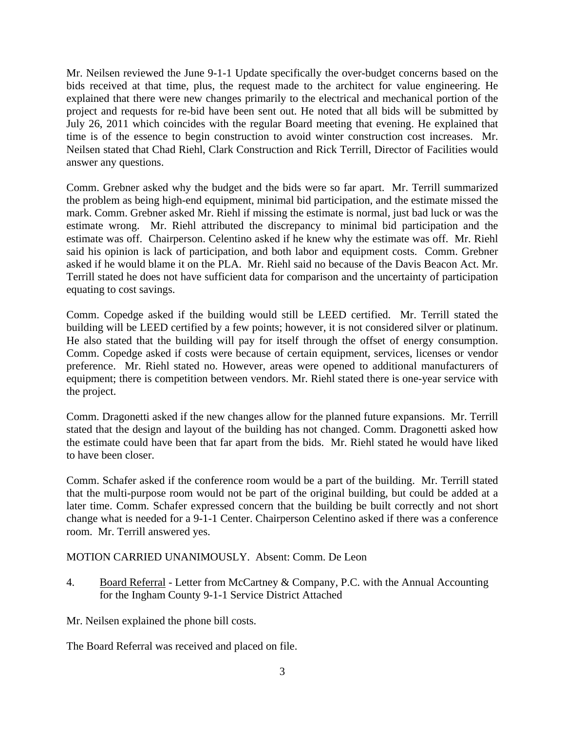Mr. Neilsen reviewed the June 9-1-1 Update specifically the over-budget concerns based on the bids received at that time, plus, the request made to the architect for value engineering. He explained that there were new changes primarily to the electrical and mechanical portion of the project and requests for re-bid have been sent out. He noted that all bids will be submitted by July 26, 2011 which coincides with the regular Board meeting that evening. He explained that time is of the essence to begin construction to avoid winter construction cost increases. Mr. Neilsen stated that Chad Riehl, Clark Construction and Rick Terrill, Director of Facilities would answer any questions.

Comm. Grebner asked why the budget and the bids were so far apart. Mr. Terrill summarized the problem as being high-end equipment, minimal bid participation, and the estimate missed the mark. Comm. Grebner asked Mr. Riehl if missing the estimate is normal, just bad luck or was the estimate wrong. Mr. Riehl attributed the discrepancy to minimal bid participation and the estimate was off. Chairperson. Celentino asked if he knew why the estimate was off. Mr. Riehl said his opinion is lack of participation, and both labor and equipment costs. Comm. Grebner asked if he would blame it on the PLA. Mr. Riehl said no because of the Davis Beacon Act. Mr. Terrill stated he does not have sufficient data for comparison and the uncertainty of participation equating to cost savings.

Comm. Copedge asked if the building would still be LEED certified. Mr. Terrill stated the building will be LEED certified by a few points; however, it is not considered silver or platinum. He also stated that the building will pay for itself through the offset of energy consumption. Comm. Copedge asked if costs were because of certain equipment, services, licenses or vendor preference. Mr. Riehl stated no. However, areas were opened to additional manufacturers of equipment; there is competition between vendors. Mr. Riehl stated there is one-year service with the project.

Comm. Dragonetti asked if the new changes allow for the planned future expansions. Mr. Terrill stated that the design and layout of the building has not changed. Comm. Dragonetti asked how the estimate could have been that far apart from the bids. Mr. Riehl stated he would have liked to have been closer.

Comm. Schafer asked if the conference room would be a part of the building. Mr. Terrill stated that the multi-purpose room would not be part of the original building, but could be added at a later time. Comm. Schafer expressed concern that the building be built correctly and not short change what is needed for a 9-1-1 Center. Chairperson Celentino asked if there was a conference room. Mr. Terrill answered yes.

MOTION CARRIED UNANIMOUSLY. Absent: Comm. De Leon

4. Board Referral - Letter from McCartney & Company, P.C. with the Annual Accounting for the Ingham County 9-1-1 Service District Attached

Mr. Neilsen explained the phone bill costs.

The Board Referral was received and placed on file.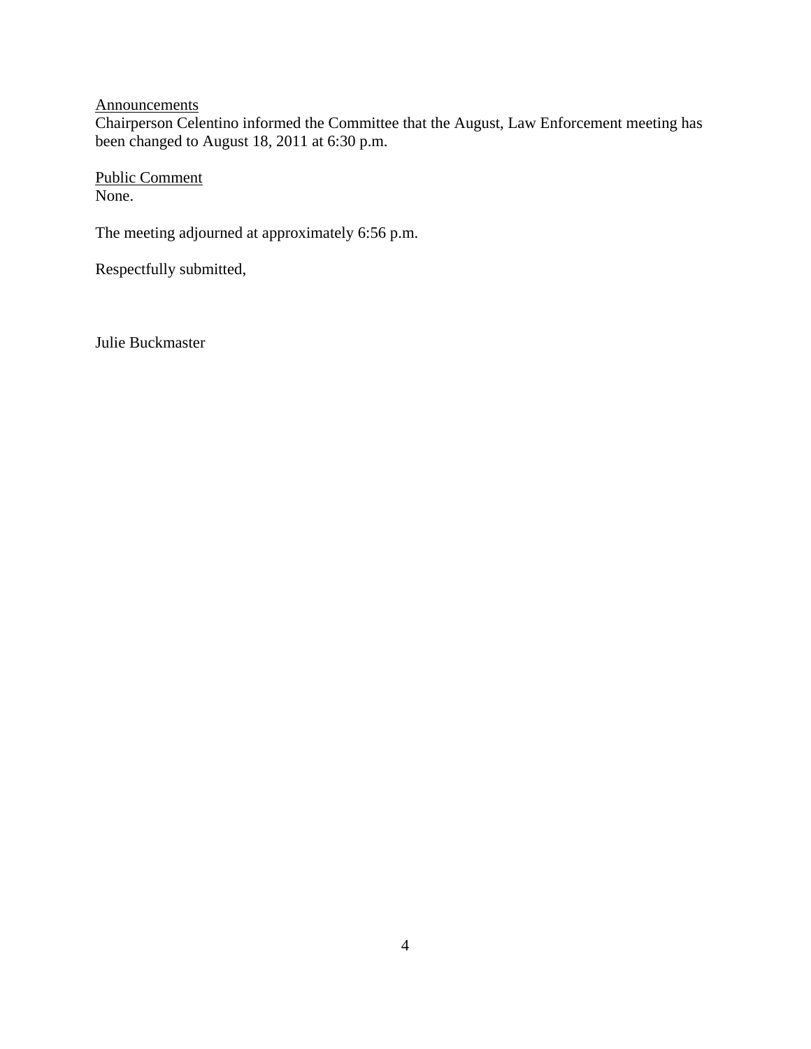<u>Announcements</u>
Chairperson Celentino informed the Committee that the August, Law Enforcement meeting has been changed to August 18, 2011 at 6:30 p.m.

<u>Public Comment</u>
None.

The meeting adjourned at approximately 6:56 p.m.

Respectfully submitted,

Julie Buckmaster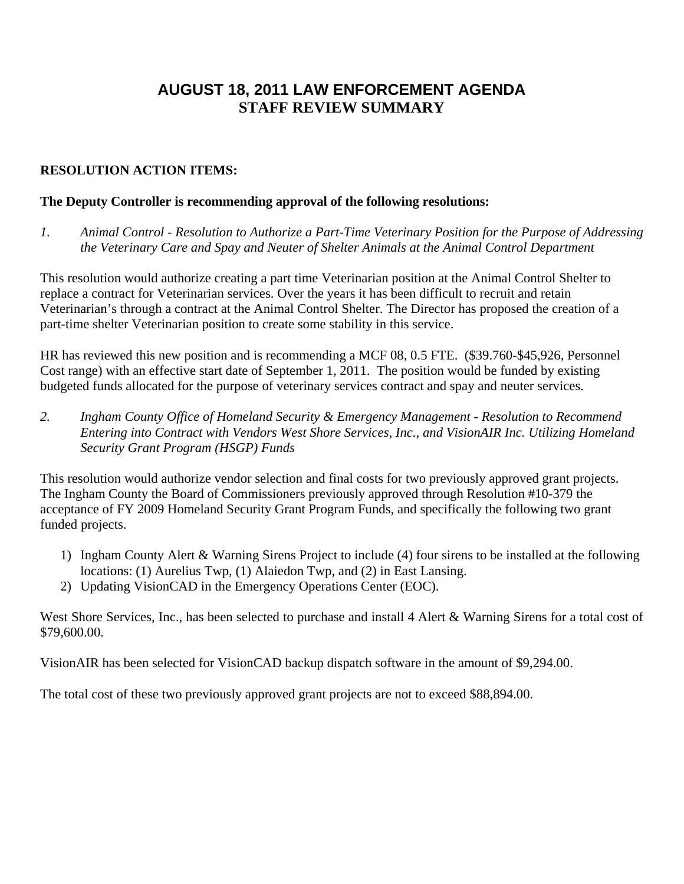# AUGUST 18, 2011 LAW ENFORCEMENT AGENDA
# STAFF REVIEW SUMMARY

**RESOLUTION ACTION ITEMS:**

**The Deputy Controller is recommending approval of the following resolutions:**

1. *Animal Control - Resolution to Authorize a Part-Time Veterinary Position for the Purpose of Addressing the Veterinary Care and Spay and Neuter of Shelter Animals at the Animal Control Department*

This resolution would authorize creating a part time Veterinarian position at the Animal Control Shelter to replace a contract for Veterinarian services. Over the years it has been difficult to recruit and retain Veterinarian's through a contract at the Animal Control Shelter. The Director has proposed the creation of a part-time shelter Veterinarian position to create some stability in this service.

HR has reviewed this new position and is recommending a MCF 08, 0.5 FTE. ($39.760-$45,926, Personnel Cost range) with an effective start date of September 1, 2011. The position would be funded by existing budgeted funds allocated for the purpose of veterinary services contract and spay and neuter services.

2. *Ingham County Office of Homeland Security & Emergency Management - Resolution to Recommend Entering into Contract with Vendors West Shore Services, Inc., and VisionAIR Inc. Utilizing Homeland Security Grant Program (HSGP) Funds*

This resolution would authorize vendor selection and final costs for two previously approved grant projects. The Ingham County the Board of Commissioners previously approved through Resolution #10-379 the acceptance of FY 2009 Homeland Security Grant Program Funds, and specifically the following two grant funded projects.

1) Ingham County Alert & Warning Sirens Project to include (4) four sirens to be installed at the following locations: (1) Aurelius Twp, (1) Alaiedon Twp, and (2) in East Lansing.
2) Updating VisionCAD in the Emergency Operations Center (EOC).

West Shore Services, Inc., has been selected to purchase and install 4 Alert & Warning Sirens for a total cost of $79,600.00.

VisionAIR has been selected for VisionCAD backup dispatch software in the amount of $9,294.00.

The total cost of these two previously approved grant projects are not to exceed $88,894.00.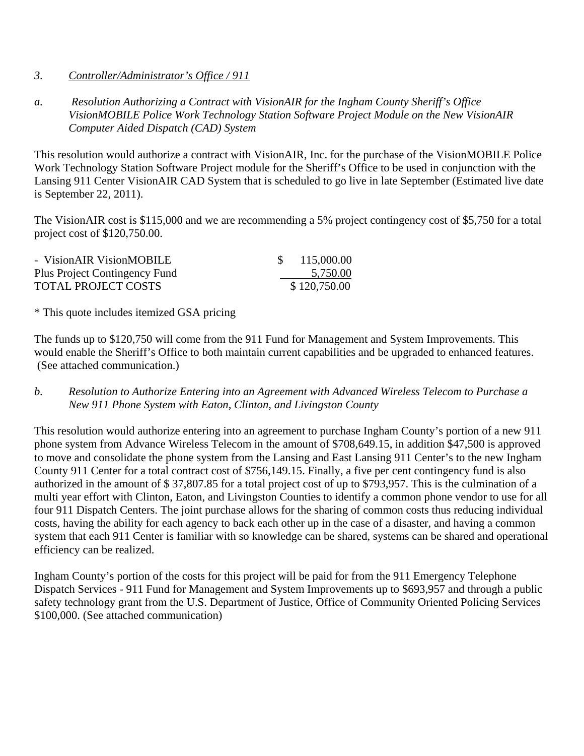*3. <u>Controller/Administrator's Office / 911</u>*

*a. Resolution Authorizing a Contract with VisionAIR for the Ingham County Sheriff's Office VisionMOBILE Police Work Technology Station Software Project Module on the New VisionAIR Computer Aided Dispatch (CAD) System*

This resolution would authorize a contract with VisionAIR, Inc. for the purchase of the VisionMOBILE Police Work Technology Station Software Project module for the Sheriff's Office to be used in conjunction with the Lansing 911 Center VisionAIR CAD System that is scheduled to go live in late September (Estimated live date is September 22, 2011).

The VisionAIR cost is $115,000 and we are recommending a 5% project contingency cost of $5,750 for a total project cost of $120,750.00.

| | |
|---|---|
| - VisionAIR VisionMOBILE | $ 115,000.00 |
| Plus Project Contingency Fund | 5,750.00 |
| TOTAL PROJECT COSTS | $ 120,750.00 |

* This quote includes itemized GSA pricing

The funds up to $120,750 will come from the 911 Fund for Management and System Improvements. This would enable the Sheriff's Office to both maintain current capabilities and be upgraded to enhanced features. (See attached communication.)

*b. Resolution to Authorize Entering into an Agreement with Advanced Wireless Telecom to Purchase a New 911 Phone System with Eaton, Clinton, and Livingston County*

This resolution would authorize entering into an agreement to purchase Ingham County's portion of a new 911 phone system from Advance Wireless Telecom in the amount of $708,649.15, in addition $47,500 is approved to move and consolidate the phone system from the Lansing and East Lansing 911 Center's to the new Ingham County 911 Center for a total contract cost of $756,149.15. Finally, a five per cent contingency fund is also authorized in the amount of $ 37,807.85 for a total project cost of up to $793,957. This is the culmination of a multi year effort with Clinton, Eaton, and Livingston Counties to identify a common phone vendor to use for all four 911 Dispatch Centers. The joint purchase allows for the sharing of common costs thus reducing individual costs, having the ability for each agency to back each other up in the case of a disaster, and having a common system that each 911 Center is familiar with so knowledge can be shared, systems can be shared and operational efficiency can be realized.

Ingham County's portion of the costs for this project will be paid for from the 911 Emergency Telephone Dispatch Services - 911 Fund for Management and System Improvements up to $693,957 and through a public safety technology grant from the U.S. Department of Justice, Office of Community Oriented Policing Services $100,000. (See attached communication)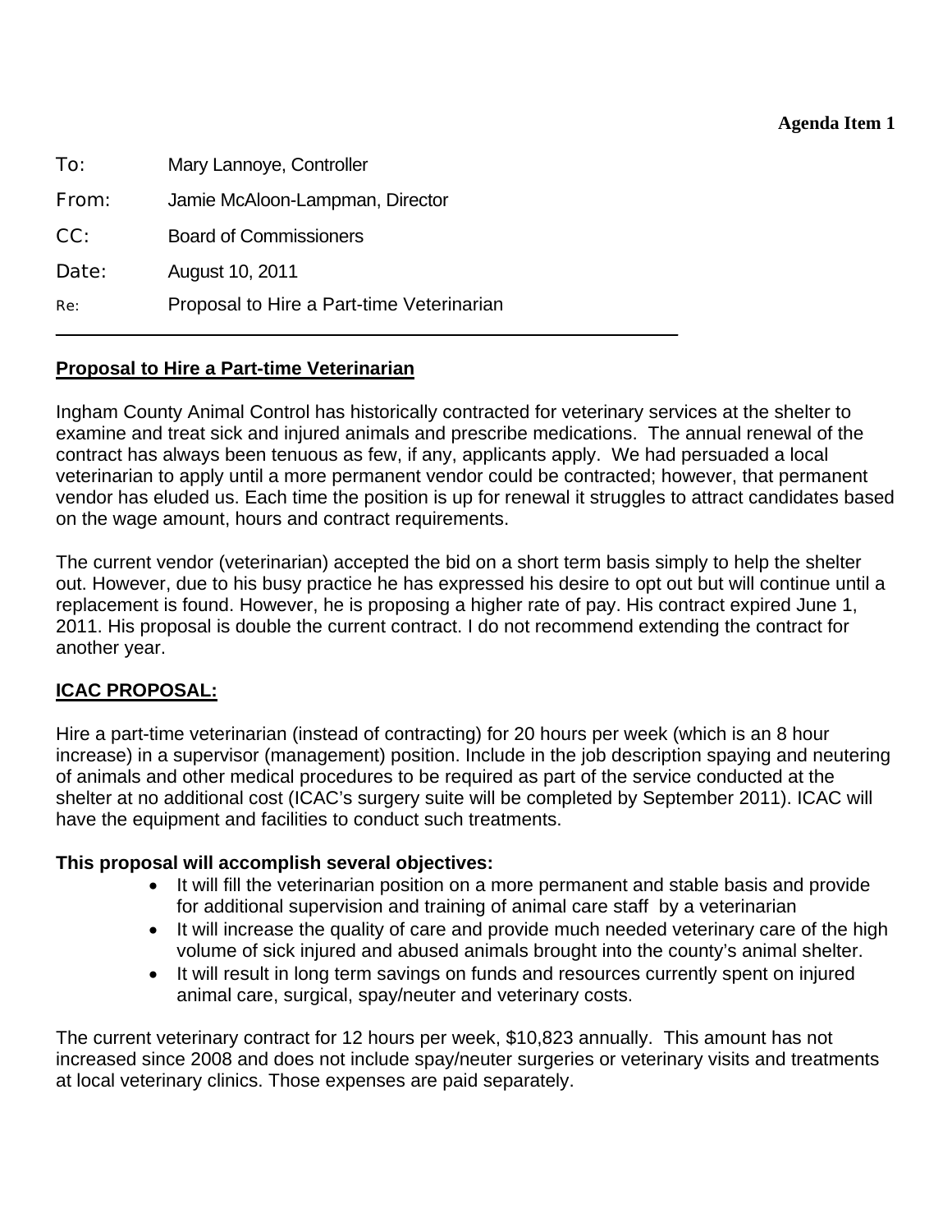**Agenda Item 1**

To: Mary Lannoye, Controller

From: Jamie McAloon-Lampman, Director

CC: Board of Commissioners

Date: August 10, 2011

Re: Proposal to Hire a Part-time Veterinarian

---

## Proposal to Hire a Part-time Veterinarian

Ingham County Animal Control has historically contracted for veterinary services at the shelter to examine and treat sick and injured animals and prescribe medications. The annual renewal of the contract has always been tenuous as few, if any, applicants apply. We had persuaded a local veterinarian to apply until a more permanent vendor could be contracted; however, that permanent vendor has eluded us. Each time the position is up for renewal it struggles to attract candidates based on the wage amount, hours and contract requirements.

The current vendor (veterinarian) accepted the bid on a short term basis simply to help the shelter out. However, due to his busy practice he has expressed his desire to opt out but will continue until a replacement is found. However, he is proposing a higher rate of pay. His contract expired June 1, 2011. His proposal is double the current contract. I do not recommend extending the contract for another year.

## ICAC PROPOSAL:

Hire a part-time veterinarian (instead of contracting) for 20 hours per week (which is an 8 hour increase) in a supervisor (management) position. Include in the job description spaying and neutering of animals and other medical procedures to be required as part of the service conducted at the shelter at no additional cost (ICAC's surgery suite will be completed by September 2011). ICAC will have the equipment and facilities to conduct such treatments.

**This proposal will accomplish several objectives:**

- It will fill the veterinarian position on a more permanent and stable basis and provide for additional supervision and training of animal care staff by a veterinarian
- It will increase the quality of care and provide much needed veterinary care of the high volume of sick injured and abused animals brought into the county's animal shelter.
- It will result in long term savings on funds and resources currently spent on injured animal care, surgical, spay/neuter and veterinary costs.

The current veterinary contract for 12 hours per week, $10,823 annually. This amount has not increased since 2008 and does not include spay/neuter surgeries or veterinary visits and treatments at local veterinary clinics. Those expenses are paid separately.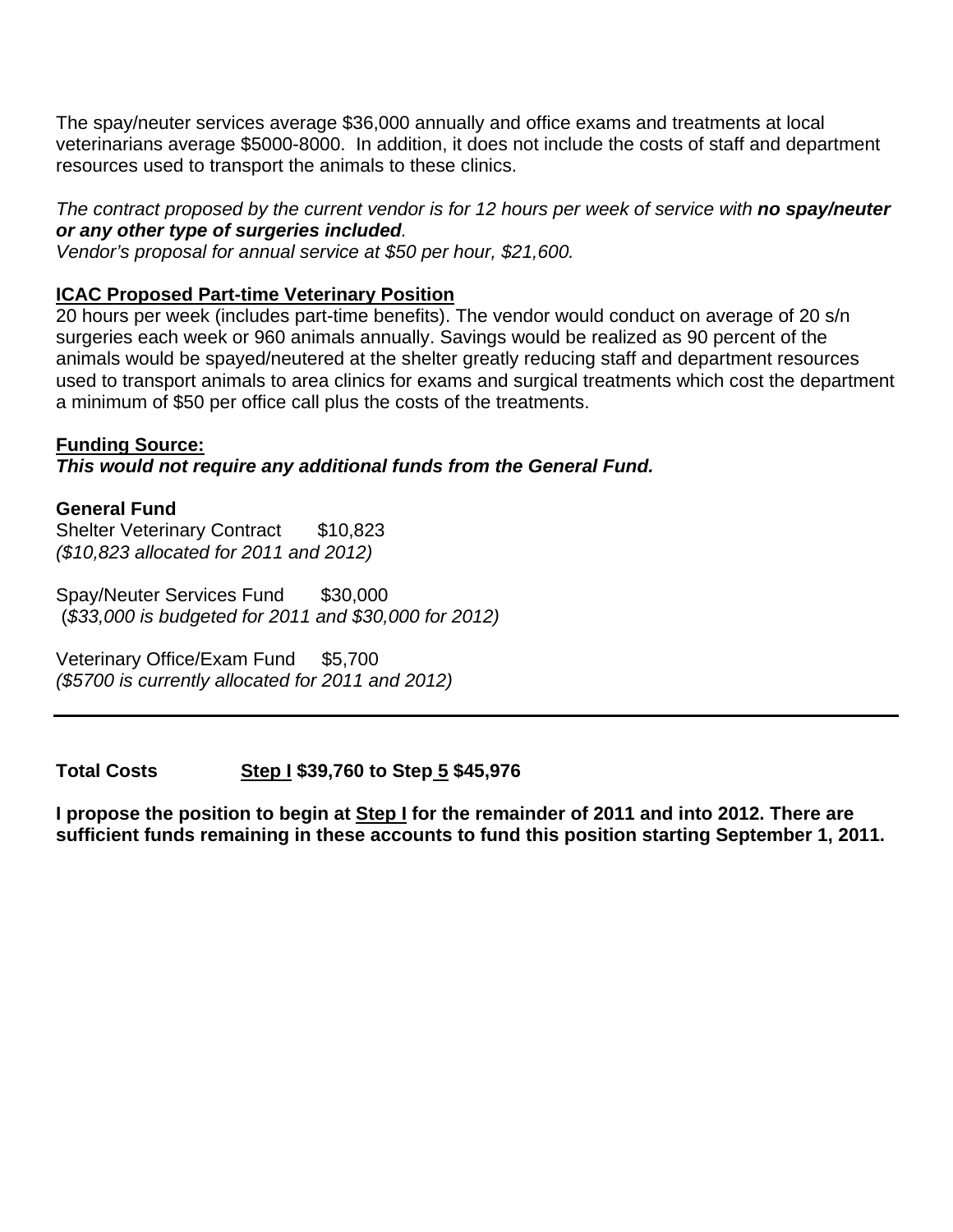The spay/neuter services average $36,000 annually and office exams and treatments at local veterinarians average $5000-8000. In addition, it does not include the costs of staff and department resources used to transport the animals to these clinics.

*The contract proposed by the current vendor is for 12 hours per week of service with **no spay/neuter or any other type of surgeries included**.*
*Vendor's proposal for annual service at $50 per hour, $21,600.*

**ICAC Proposed Part-time Veterinary Position**
20 hours per week (includes part-time benefits). The vendor would conduct on average of 20 s/n surgeries each week or 960 animals annually. Savings would be realized as 90 percent of the animals would be spayed/neutered at the shelter greatly reducing staff and department resources used to transport animals to area clinics for exams and surgical treatments which cost the department a minimum of $50 per office call plus the costs of the treatments.

**Funding Source:**
***This would not require any additional funds from the General Fund.***

**General Fund**
Shelter Veterinary Contract $10,823
*($10,823 allocated for 2011 and 2012)*

Spay/Neuter Services Fund $30,000
(*$33,000 is budgeted for 2011 and $30,000 for 2012)*

Veterinary Office/Exam Fund $5,700
*($5700 is currently allocated for 2011 and 2012)*

---

**Total Costs Step I $39,760 to Step 5 $45,976**

**I propose the position to begin at Step I for the remainder of 2011 and into 2012. There are sufficient funds remaining in these accounts to fund this position starting September 1, 2011.**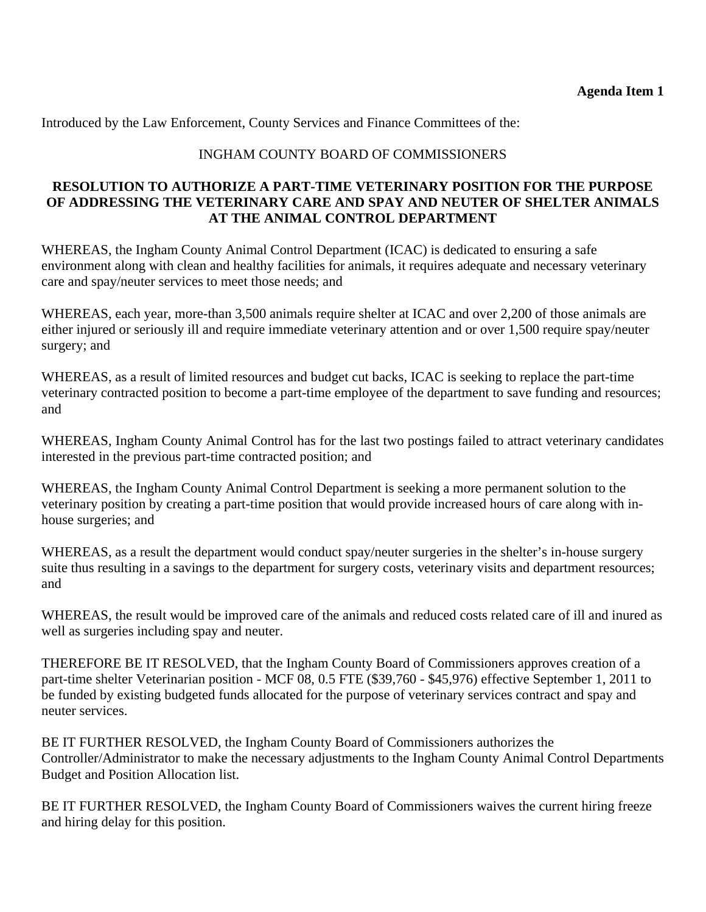**Agenda Item 1**

Introduced by the Law Enforcement, County Services and Finance Committees of the:

INGHAM COUNTY BOARD OF COMMISSIONERS

**RESOLUTION TO AUTHORIZE A PART-TIME VETERINARY POSITION FOR THE PURPOSE OF ADDRESSING THE VETERINARY CARE AND SPAY AND NEUTER OF SHELTER ANIMALS AT THE ANIMAL CONTROL DEPARTMENT**

WHEREAS, the Ingham County Animal Control Department (ICAC) is dedicated to ensuring a safe environment along with clean and healthy facilities for animals, it requires adequate and necessary veterinary care and spay/neuter services to meet those needs; and

WHEREAS, each year, more-than 3,500 animals require shelter at ICAC and over 2,200 of those animals are either injured or seriously ill and require immediate veterinary attention and or over 1,500 require spay/neuter surgery; and

WHEREAS, as a result of limited resources and budget cut backs, ICAC is seeking to replace the part-time veterinary contracted position to become a part-time employee of the department to save funding and resources; and

WHEREAS, Ingham County Animal Control has for the last two postings failed to attract veterinary candidates interested in the previous part-time contracted position; and

WHEREAS, the Ingham County Animal Control Department is seeking a more permanent solution to the veterinary position by creating a part-time position that would provide increased hours of care along with in-house surgeries; and

WHEREAS, as a result the department would conduct spay/neuter surgeries in the shelter's in-house surgery suite thus resulting in a savings to the department for surgery costs, veterinary visits and department resources; and

WHEREAS, the result would be improved care of the animals and reduced costs related care of ill and inured as well as surgeries including spay and neuter.

THEREFORE BE IT RESOLVED, that the Ingham County Board of Commissioners approves creation of a part-time shelter Veterinarian position - MCF 08, 0.5 FTE ($39,760 - $45,976) effective September 1, 2011 to be funded by existing budgeted funds allocated for the purpose of veterinary services contract and spay and neuter services.

BE IT FURTHER RESOLVED, the Ingham County Board of Commissioners authorizes the Controller/Administrator to make the necessary adjustments to the Ingham County Animal Control Departments Budget and Position Allocation list.

BE IT FURTHER RESOLVED, the Ingham County Board of Commissioners waives the current hiring freeze and hiring delay for this position.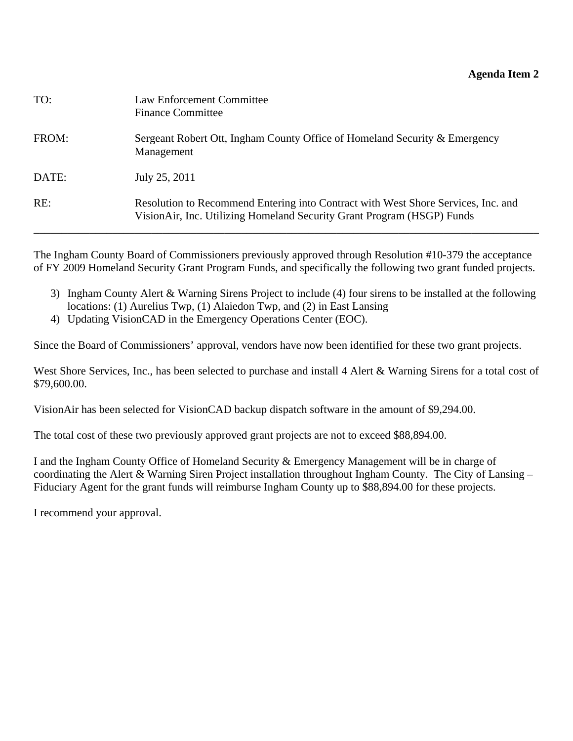**Agenda Item 2**

| | |
|---|---|
| TO: | Law Enforcement Committee<br>Finance Committee |
| FROM: | Sergeant Robert Ott, Ingham County Office of Homeland Security & Emergency Management |
| DATE: | July 25, 2011 |
| RE: | Resolution to Recommend Entering into Contract with West Shore Services, Inc. and VisionAir, Inc. Utilizing Homeland Security Grant Program (HSGP) Funds |

---

The Ingham County Board of Commissioners previously approved through Resolution #10-379 the acceptance of FY 2009 Homeland Security Grant Program Funds, and specifically the following two grant funded projects.

3) Ingham County Alert & Warning Sirens Project to include (4) four sirens to be installed at the following locations: (1) Aurelius Twp, (1) Alaiedon Twp, and (2) in East Lansing
4) Updating VisionCAD in the Emergency Operations Center (EOC).

Since the Board of Commissioners' approval, vendors have now been identified for these two grant projects.

West Shore Services, Inc., has been selected to purchase and install 4 Alert & Warning Sirens for a total cost of $79,600.00.

VisionAir has been selected for VisionCAD backup dispatch software in the amount of $9,294.00.

The total cost of these two previously approved grant projects are not to exceed $88,894.00.

I and the Ingham County Office of Homeland Security & Emergency Management will be in charge of coordinating the Alert & Warning Siren Project installation throughout Ingham County. The City of Lansing – Fiduciary Agent for the grant funds will reimburse Ingham County up to $88,894.00 for these projects.

I recommend your approval.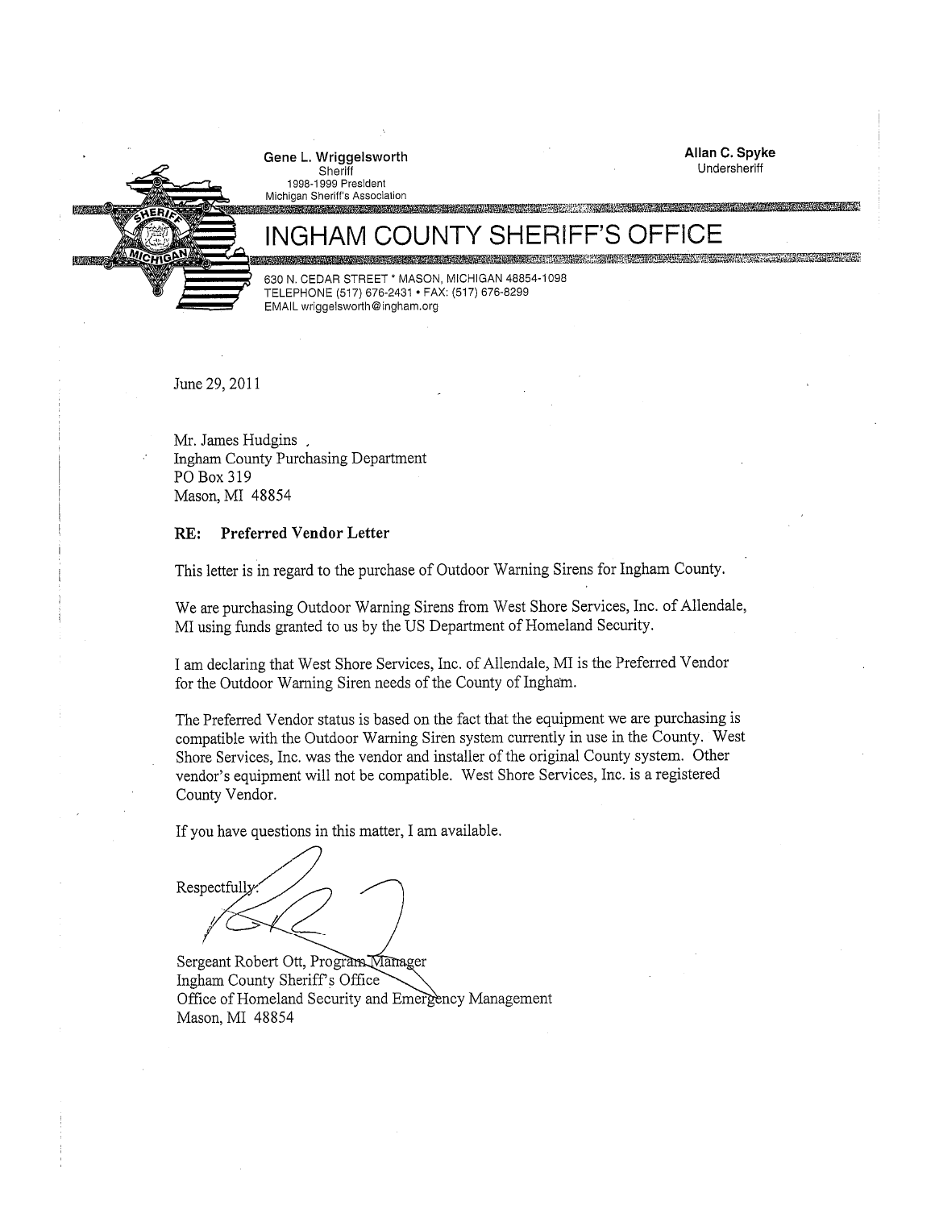**Gene L. Wriggelsworth**
Sheriff
1998-1999 President
Michigan Sheriff's Association

**Allan C. Spyke**
Undersheriff

# INGHAM COUNTY SHERIFF'S OFFICE

630 N. CEDAR STREET * MASON, MICHIGAN 48854-1098
TELEPHONE (517) 676-2431 • FAX: (517) 676-8299
EMAIL wriggelsworth@ingham.org

June 29, 2011

Mr. James Hudgins
Ingham County Purchasing Department
PO Box 319
Mason, MI 48854

**RE: Preferred Vendor Letter**

This letter is in regard to the purchase of Outdoor Warning Sirens for Ingham County.

We are purchasing Outdoor Warning Sirens from West Shore Services, Inc. of Allendale, MI using funds granted to us by the US Department of Homeland Security.

I am declaring that West Shore Services, Inc. of Allendale, MI is the Preferred Vendor for the Outdoor Warning Siren needs of the County of Ingham.

The Preferred Vendor status is based on the fact that the equipment we are purchasing is compatible with the Outdoor Warning Siren system currently in use in the County. West Shore Services, Inc. was the vendor and installer of the original County system. Other vendor's equipment will not be compatible. West Shore Services, Inc. is a registered County Vendor.

If you have questions in this matter, I am available.

Respectfully,

Sergeant Robert Ott, Program Manager
Ingham County Sheriff's Office
Office of Homeland Security and Emergency Management
Mason, MI 48854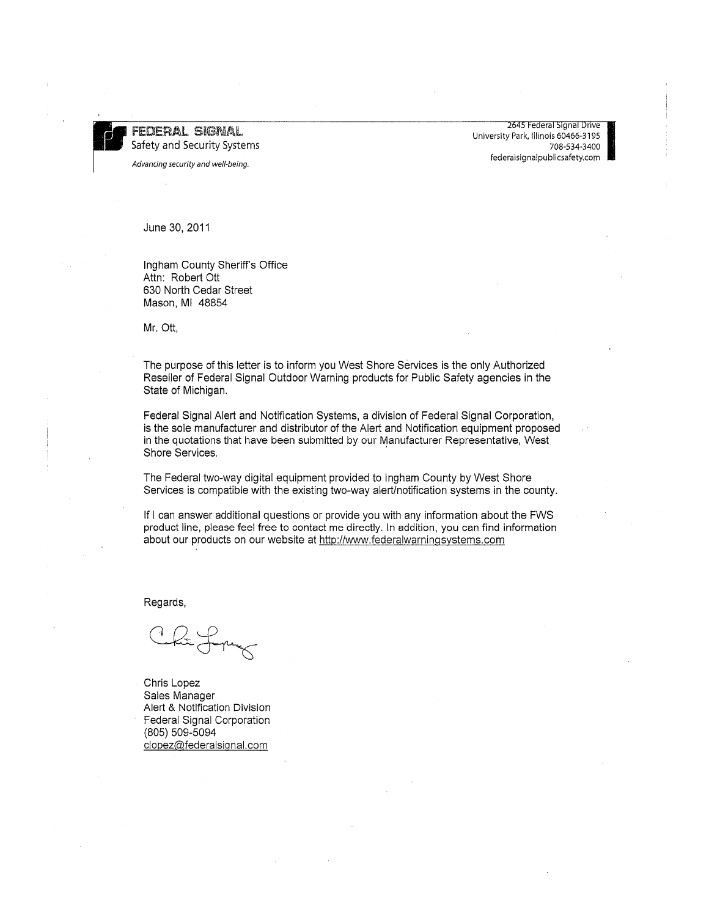**FEDERAL SIGNAL**
Safety and Security Systems

*Advancing security and well-being.*

2645 Federal Signal Drive
University Park, Illinois 60466-3195
708-534-3400
federalsignalpublicsafety.com

June 30, 2011

Ingham County Sheriff's Office
Attn: Robert Ott
630 North Cedar Street
Mason, MI 48854

Mr. Ott,

The purpose of this letter is to inform you West Shore Services is the only Authorized Reseller of Federal Signal Outdoor Warning products for Public Safety agencies in the State of Michigan.

Federal Signal Alert and Notification Systems, a division of Federal Signal Corporation, is the sole manufacturer and distributor of the Alert and Notification equipment proposed in the quotations that have been submitted by our Manufacturer Representative, West Shore Services.

The Federal two-way digital equipment provided to Ingham County by West Shore Services is compatible with the existing two-way alert/notification systems in the county.

If I can answer additional questions or provide you with any information about the FWS product line, please feel free to contact me directly. In addition, you can find information about our products on our website at http://www.federalwarningsystems.com

Regards,

Chris Lopez
Sales Manager
Alert & Notification Division
Federal Signal Corporation
(805) 509-5094
clopez@federalsignal.com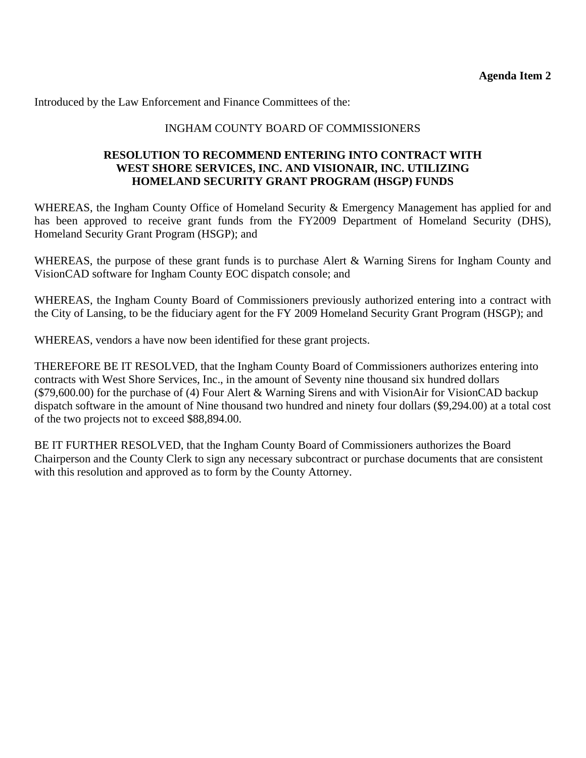**Agenda Item 2**

Introduced by the Law Enforcement and Finance Committees of the:

INGHAM COUNTY BOARD OF COMMISSIONERS

**RESOLUTION TO RECOMMEND ENTERING INTO CONTRACT WITH WEST SHORE SERVICES, INC. AND VISIONAIR, INC. UTILIZING HOMELAND SECURITY GRANT PROGRAM (HSGP) FUNDS**

WHEREAS, the Ingham County Office of Homeland Security & Emergency Management has applied for and has been approved to receive grant funds from the FY2009 Department of Homeland Security (DHS), Homeland Security Grant Program (HSGP); and

WHEREAS, the purpose of these grant funds is to purchase Alert & Warning Sirens for Ingham County and VisionCAD software for Ingham County EOC dispatch console; and

WHEREAS, the Ingham County Board of Commissioners previously authorized entering into a contract with the City of Lansing, to be the fiduciary agent for the FY 2009 Homeland Security Grant Program (HSGP); and

WHEREAS, vendors a have now been identified for these grant projects.

THEREFORE BE IT RESOLVED, that the Ingham County Board of Commissioners authorizes entering into contracts with West Shore Services, Inc., in the amount of Seventy nine thousand six hundred dollars ($79,600.00) for the purchase of (4) Four Alert & Warning Sirens and with VisionAir for VisionCAD backup dispatch software in the amount of Nine thousand two hundred and ninety four dollars ($9,294.00) at a total cost of the two projects not to exceed $88,894.00.

BE IT FURTHER RESOLVED, that the Ingham County Board of Commissioners authorizes the Board Chairperson and the County Clerk to sign any necessary subcontract or purchase documents that are consistent with this resolution and approved as to form by the County Attorney.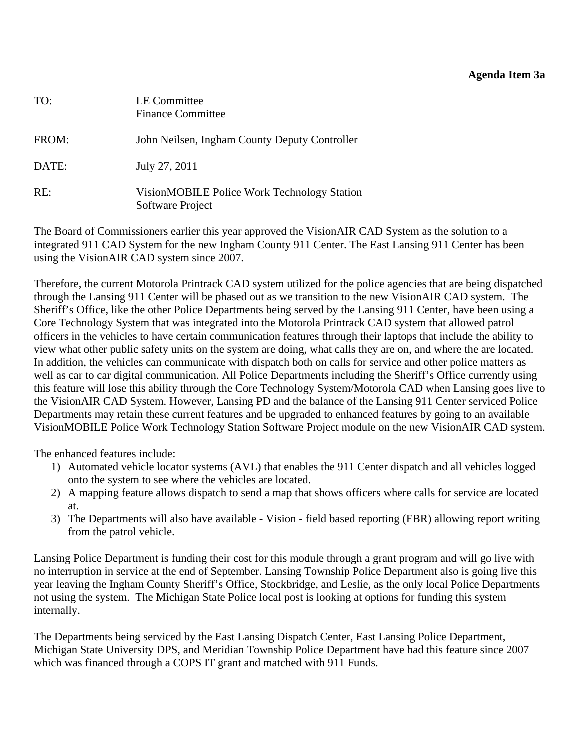**Agenda Item 3a**

| | |
|---|---|
| TO: | LE Committee<br>Finance Committee |
| FROM: | John Neilsen, Ingham County Deputy Controller |
| DATE: | July 27, 2011 |
| RE: | VisionMOBILE Police Work Technology Station Software Project |

The Board of Commissioners earlier this year approved the VisionAIR CAD System as the solution to a integrated 911 CAD System for the new Ingham County 911 Center. The East Lansing 911 Center has been using the VisionAIR CAD system since 2007.

Therefore, the current Motorola Printrack CAD system utilized for the police agencies that are being dispatched through the Lansing 911 Center will be phased out as we transition to the new VisionAIR CAD system. The Sheriff's Office, like the other Police Departments being served by the Lansing 911 Center, have been using a Core Technology System that was integrated into the Motorola Printrack CAD system that allowed patrol officers in the vehicles to have certain communication features through their laptops that include the ability to view what other public safety units on the system are doing, what calls they are on, and where the are located. In addition, the vehicles can communicate with dispatch both on calls for service and other police matters as well as car to car digital communication. All Police Departments including the Sheriff's Office currently using this feature will lose this ability through the Core Technology System/Motorola CAD when Lansing goes live to the VisionAIR CAD System. However, Lansing PD and the balance of the Lansing 911 Center serviced Police Departments may retain these current features and be upgraded to enhanced features by going to an available VisionMOBILE Police Work Technology Station Software Project module on the new VisionAIR CAD system.

The enhanced features include:

1) Automated vehicle locator systems (AVL) that enables the 911 Center dispatch and all vehicles logged onto the system to see where the vehicles are located.
2) A mapping feature allows dispatch to send a map that shows officers where calls for service are located at.
3) The Departments will also have available - Vision - field based reporting (FBR) allowing report writing from the patrol vehicle.

Lansing Police Department is funding their cost for this module through a grant program and will go live with no interruption in service at the end of September. Lansing Township Police Department also is going live this year leaving the Ingham County Sheriff's Office, Stockbridge, and Leslie, as the only local Police Departments not using the system. The Michigan State Police local post is looking at options for funding this system internally.

The Departments being serviced by the East Lansing Dispatch Center, East Lansing Police Department, Michigan State University DPS, and Meridian Township Police Department have had this feature since 2007 which was financed through a COPS IT grant and matched with 911 Funds.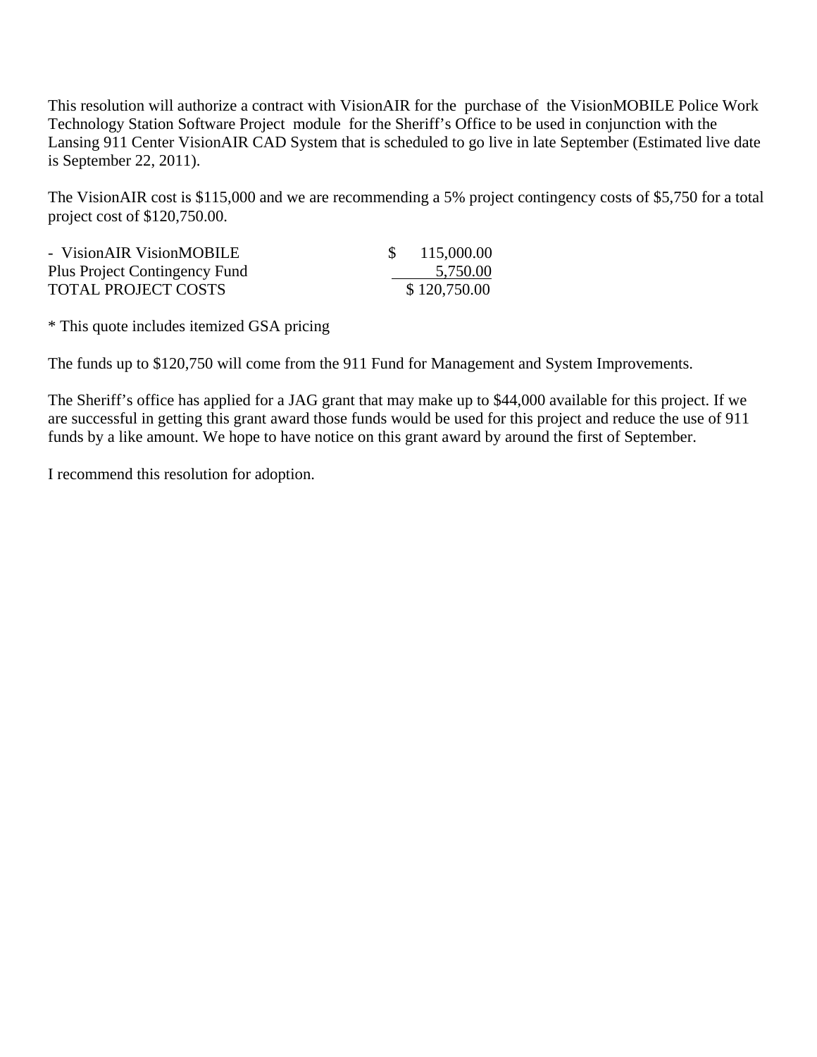This resolution will authorize a contract with VisionAIR for the purchase of the VisionMOBILE Police Work Technology Station Software Project module for the Sheriff's Office to be used in conjunction with the Lansing 911 Center VisionAIR CAD System that is scheduled to go live in late September (Estimated live date is September 22, 2011).

The VisionAIR cost is $115,000 and we are recommending a 5% project contingency costs of $5,750 for a total project cost of $120,750.00.

| | |
|---|---|
| - VisionAIR VisionMOBILE | $ 115,000.00 |
| Plus Project Contingency Fund | 5,750.00 |
| TOTAL PROJECT COSTS | $ 120,750.00 |

* This quote includes itemized GSA pricing

The funds up to $120,750 will come from the 911 Fund for Management and System Improvements.

The Sheriff's office has applied for a JAG grant that may make up to $44,000 available for this project. If we are successful in getting this grant award those funds would be used for this project and reduce the use of 911 funds by a like amount. We hope to have notice on this grant award by around the first of September.

I recommend this resolution for adoption.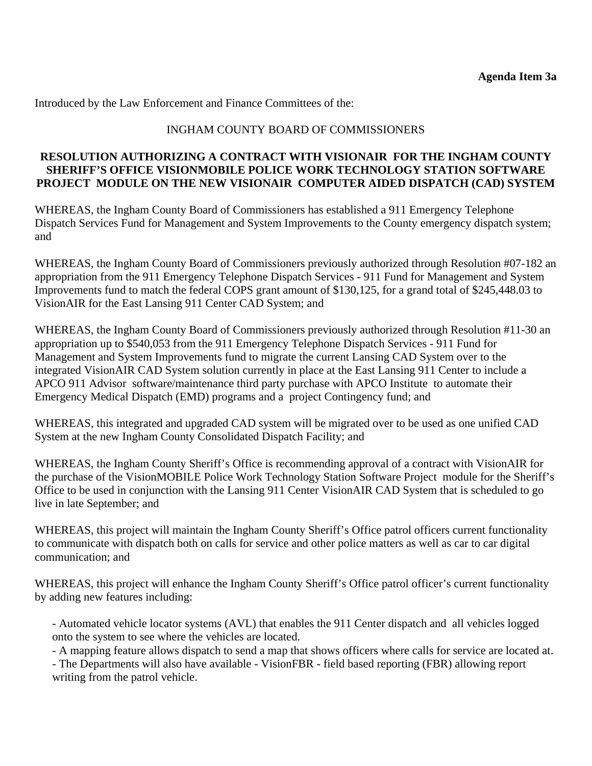**Agenda Item 3a**

Introduced by the Law Enforcement and Finance Committees of the:

INGHAM COUNTY BOARD OF COMMISSIONERS

**RESOLUTION AUTHORIZING A CONTRACT WITH VISIONAIR FOR THE INGHAM COUNTY SHERIFF'S OFFICE VISIONMOBILE POLICE WORK TECHNOLOGY STATION SOFTWARE PROJECT MODULE ON THE NEW VISIONAIR COMPUTER AIDED DISPATCH (CAD) SYSTEM**

WHEREAS, the Ingham County Board of Commissioners has established a 911 Emergency Telephone Dispatch Services Fund for Management and System Improvements to the County emergency dispatch system; and

WHEREAS, the Ingham County Board of Commissioners previously authorized through Resolution #07-182 an appropriation from the 911 Emergency Telephone Dispatch Services - 911 Fund for Management and System Improvements fund to match the federal COPS grant amount of $130,125, for a grand total of $245,448.03 to VisionAIR for the East Lansing 911 Center CAD System; and

WHEREAS, the Ingham County Board of Commissioners previously authorized through Resolution #11-30 an appropriation up to $540,053 from the 911 Emergency Telephone Dispatch Services - 911 Fund for Management and System Improvements fund to migrate the current Lansing CAD System over to the integrated VisionAIR CAD System solution currently in place at the East Lansing 911 Center to include a APCO 911 Advisor software/maintenance third party purchase with APCO Institute to automate their Emergency Medical Dispatch (EMD) programs and a project Contingency fund; and

WHEREAS, this integrated and upgraded CAD system will be migrated over to be used as one unified CAD System at the new Ingham County Consolidated Dispatch Facility; and

WHEREAS, the Ingham County Sheriff's Office is recommending approval of a contract with VisionAIR for the purchase of the VisionMOBILE Police Work Technology Station Software Project module for the Sheriff's Office to be used in conjunction with the Lansing 911 Center VisionAIR CAD System that is scheduled to go live in late September; and

WHEREAS, this project will maintain the Ingham County Sheriff's Office patrol officers current functionality to communicate with dispatch both on calls for service and other police matters as well as car to car digital communication; and

WHEREAS, this project will enhance the Ingham County Sheriff's Office patrol officer's current functionality by adding new features including:

- Automated vehicle locator systems (AVL) that enables the 911 Center dispatch and all vehicles logged onto the system to see where the vehicles are located.
- A mapping feature allows dispatch to send a map that shows officers where calls for service are located at.
- The Departments will also have available - VisionFBR - field based reporting (FBR) allowing report writing from the patrol vehicle.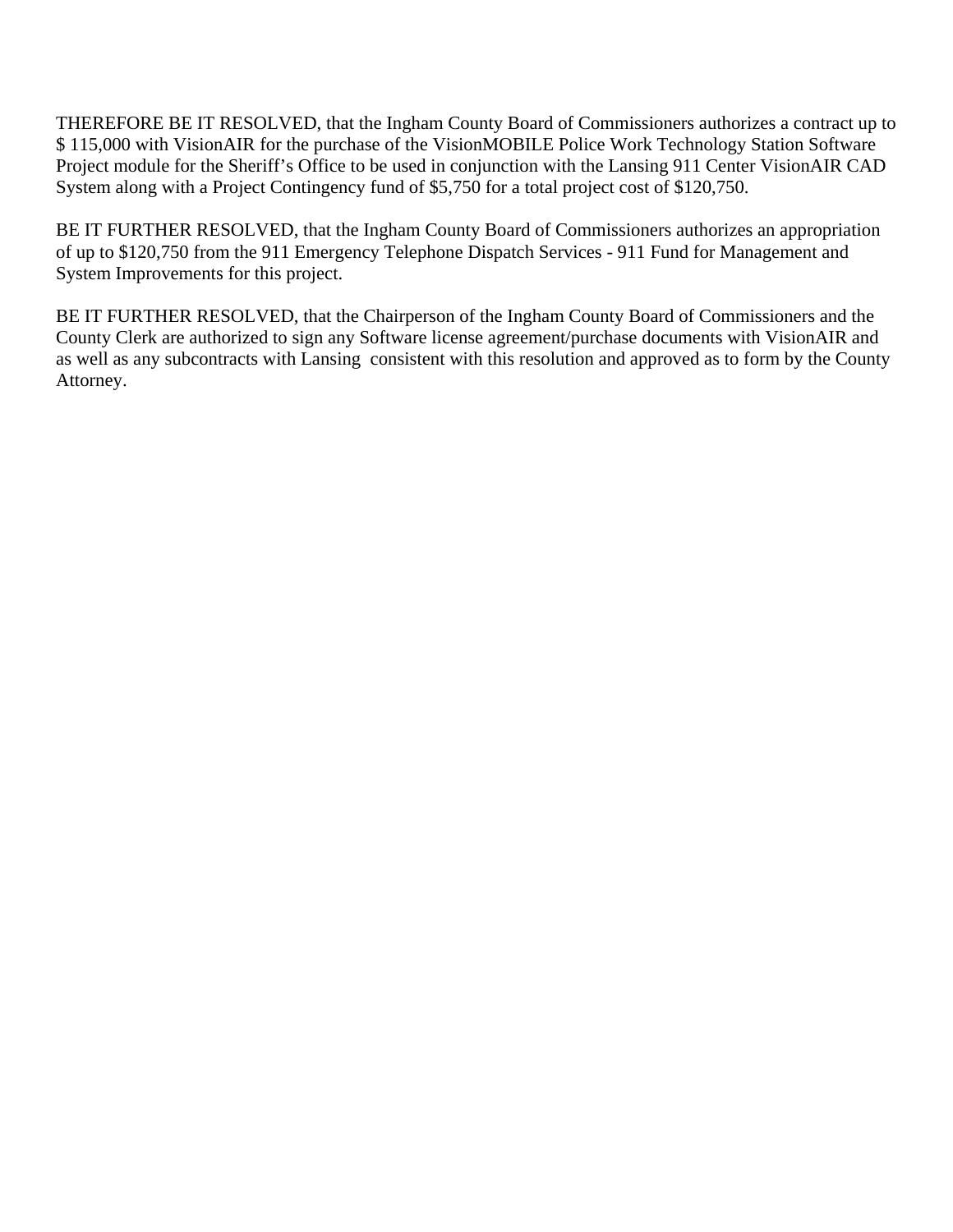THEREFORE BE IT RESOLVED, that the Ingham County Board of Commissioners authorizes a contract up to $ 115,000 with VisionAIR for the purchase of the VisionMOBILE Police Work Technology Station Software Project module for the Sheriff's Office to be used in conjunction with the Lansing 911 Center VisionAIR CAD System along with a Project Contingency fund of $5,750 for a total project cost of $120,750.

BE IT FURTHER RESOLVED, that the Ingham County Board of Commissioners authorizes an appropriation of up to $120,750 from the 911 Emergency Telephone Dispatch Services - 911 Fund for Management and System Improvements for this project.

BE IT FURTHER RESOLVED, that the Chairperson of the Ingham County Board of Commissioners and the County Clerk are authorized to sign any Software license agreement/purchase documents with VisionAIR and as well as any subcontracts with Lansing consistent with this resolution and approved as to form by the County Attorney.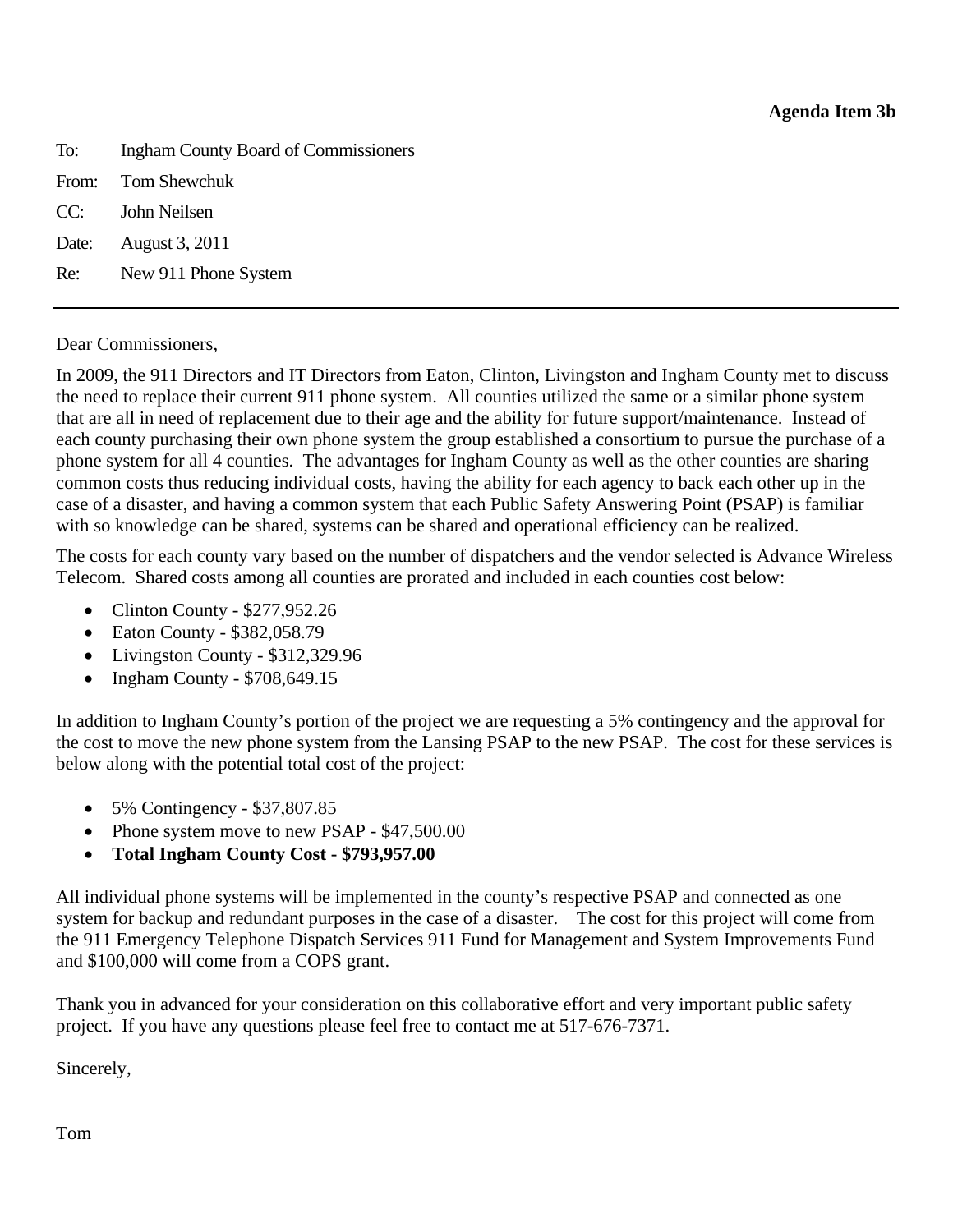**Agenda Item 3b**

To: Ingham County Board of Commissioners

From: Tom Shewchuk

CC: John Neilsen

Date: August 3, 2011

Re: New 911 Phone System

---

Dear Commissioners,

In 2009, the 911 Directors and IT Directors from Eaton, Clinton, Livingston and Ingham County met to discuss the need to replace their current 911 phone system. All counties utilized the same or a similar phone system that are all in need of replacement due to their age and the ability for future support/maintenance. Instead of each county purchasing their own phone system the group established a consortium to pursue the purchase of a phone system for all 4 counties. The advantages for Ingham County as well as the other counties are sharing common costs thus reducing individual costs, having the ability for each agency to back each other up in the case of a disaster, and having a common system that each Public Safety Answering Point (PSAP) is familiar with so knowledge can be shared, systems can be shared and operational efficiency can be realized.

The costs for each county vary based on the number of dispatchers and the vendor selected is Advance Wireless Telecom. Shared costs among all counties are prorated and included in each counties cost below:

- Clinton County - $277,952.26
- Eaton County - $382,058.79
- Livingston County - $312,329.96
- Ingham County - $708,649.15

In addition to Ingham County's portion of the project we are requesting a 5% contingency and the approval for the cost to move the new phone system from the Lansing PSAP to the new PSAP. The cost for these services is below along with the potential total cost of the project:

- 5% Contingency - $37,807.85
- Phone system move to new PSAP - $47,500.00
- **Total Ingham County Cost - $793,957.00**

All individual phone systems will be implemented in the county's respective PSAP and connected as one system for backup and redundant purposes in the case of a disaster. The cost for this project will come from the 911 Emergency Telephone Dispatch Services 911 Fund for Management and System Improvements Fund and $100,000 will come from a COPS grant.

Thank you in advanced for your consideration on this collaborative effort and very important public safety project. If you have any questions please feel free to contact me at 517-676-7371.

Sincerely,

Tom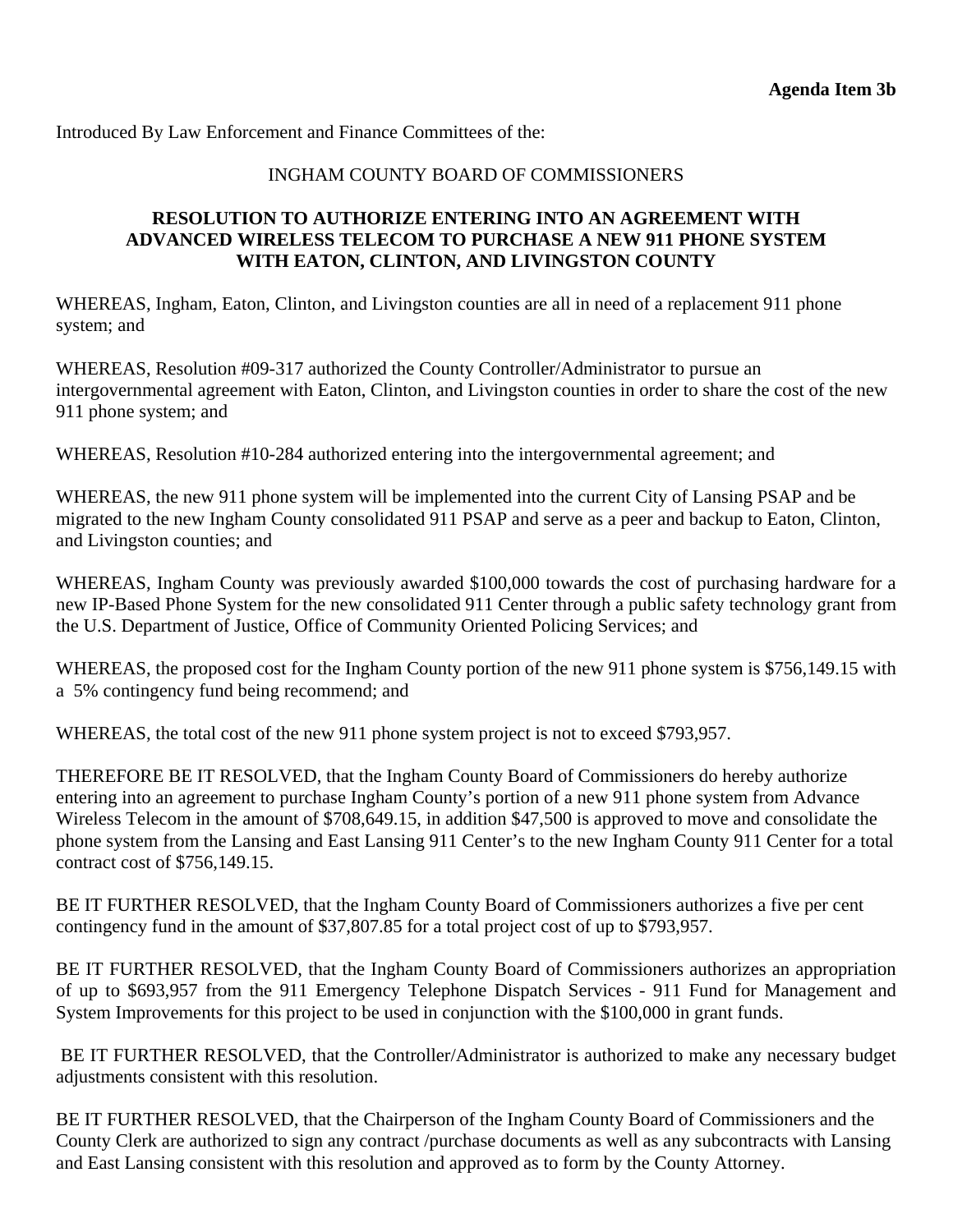**Agenda Item 3b**

Introduced By Law Enforcement and Finance Committees of the:

INGHAM COUNTY BOARD OF COMMISSIONERS

**RESOLUTION TO AUTHORIZE ENTERING INTO AN AGREEMENT WITH ADVANCED WIRELESS TELECOM TO PURCHASE A NEW 911 PHONE SYSTEM WITH EATON, CLINTON, AND LIVINGSTON COUNTY**

WHEREAS, Ingham, Eaton, Clinton, and Livingston counties are all in need of a replacement 911 phone system; and

WHEREAS, Resolution #09-317 authorized the County Controller/Administrator to pursue an intergovernmental agreement with Eaton, Clinton, and Livingston counties in order to share the cost of the new 911 phone system; and

WHEREAS, Resolution #10-284 authorized entering into the intergovernmental agreement; and

WHEREAS, the new 911 phone system will be implemented into the current City of Lansing PSAP and be migrated to the new Ingham County consolidated 911 PSAP and serve as a peer and backup to Eaton, Clinton, and Livingston counties; and

WHEREAS, Ingham County was previously awarded $100,000 towards the cost of purchasing hardware for a new IP-Based Phone System for the new consolidated 911 Center through a public safety technology grant from the U.S. Department of Justice, Office of Community Oriented Policing Services; and

WHEREAS, the proposed cost for the Ingham County portion of the new 911 phone system is $756,149.15 with a 5% contingency fund being recommend; and

WHEREAS, the total cost of the new 911 phone system project is not to exceed $793,957.

THEREFORE BE IT RESOLVED, that the Ingham County Board of Commissioners do hereby authorize entering into an agreement to purchase Ingham County's portion of a new 911 phone system from Advance Wireless Telecom in the amount of $708,649.15, in addition $47,500 is approved to move and consolidate the phone system from the Lansing and East Lansing 911 Center's to the new Ingham County 911 Center for a total contract cost of $756,149.15.

BE IT FURTHER RESOLVED, that the Ingham County Board of Commissioners authorizes a five per cent contingency fund in the amount of $37,807.85 for a total project cost of up to $793,957.

BE IT FURTHER RESOLVED, that the Ingham County Board of Commissioners authorizes an appropriation of up to $693,957 from the 911 Emergency Telephone Dispatch Services - 911 Fund for Management and System Improvements for this project to be used in conjunction with the $100,000 in grant funds.

BE IT FURTHER RESOLVED, that the Controller/Administrator is authorized to make any necessary budget adjustments consistent with this resolution.

BE IT FURTHER RESOLVED, that the Chairperson of the Ingham County Board of Commissioners and the County Clerk are authorized to sign any contract /purchase documents as well as any subcontracts with Lansing and East Lansing consistent with this resolution and approved as to form by the County Attorney.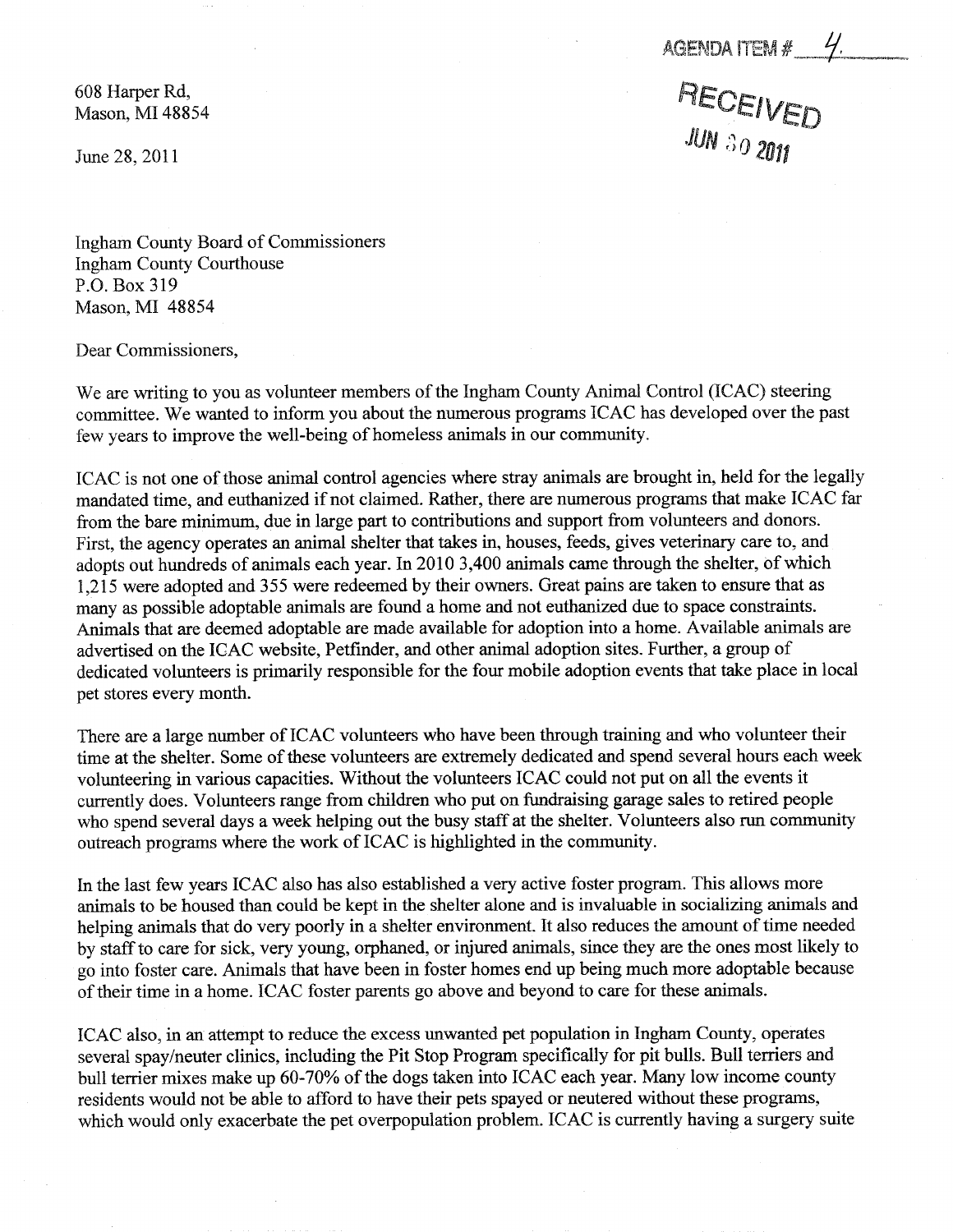AGENDA ITEM # 4.

RECEIVED
JUN 30 2011

608 Harper Rd,
Mason, MI 48854

June 28, 2011

Ingham County Board of Commissioners
Ingham County Courthouse
P.O. Box 319
Mason, MI 48854

Dear Commissioners,

We are writing to you as volunteer members of the Ingham County Animal Control (ICAC) steering committee. We wanted to inform you about the numerous programs ICAC has developed over the past few years to improve the well-being of homeless animals in our community.

ICAC is not one of those animal control agencies where stray animals are brought in, held for the legally mandated time, and euthanized if not claimed. Rather, there are numerous programs that make ICAC far from the bare minimum, due in large part to contributions and support from volunteers and donors. First, the agency operates an animal shelter that takes in, houses, feeds, gives veterinary care to, and adopts out hundreds of animals each year. In 2010 3,400 animals came through the shelter, of which 1,215 were adopted and 355 were redeemed by their owners. Great pains are taken to ensure that as many as possible adoptable animals are found a home and not euthanized due to space constraints. Animals that are deemed adoptable are made available for adoption into a home. Available animals are advertised on the ICAC website, Petfinder, and other animal adoption sites. Further, a group of dedicated volunteers is primarily responsible for the four mobile adoption events that take place in local pet stores every month.

There are a large number of ICAC volunteers who have been through training and who volunteer their time at the shelter. Some of these volunteers are extremely dedicated and spend several hours each week volunteering in various capacities. Without the volunteers ICAC could not put on all the events it currently does. Volunteers range from children who put on fundraising garage sales to retired people who spend several days a week helping out the busy staff at the shelter. Volunteers also run community outreach programs where the work of ICAC is highlighted in the community.

In the last few years ICAC also has also established a very active foster program. This allows more animals to be housed than could be kept in the shelter alone and is invaluable in socializing animals and helping animals that do very poorly in a shelter environment. It also reduces the amount of time needed by staff to care for sick, very young, orphaned, or injured animals, since they are the ones most likely to go into foster care. Animals that have been in foster homes end up being much more adoptable because of their time in a home. ICAC foster parents go above and beyond to care for these animals.

ICAC also, in an attempt to reduce the excess unwanted pet population in Ingham County, operates several spay/neuter clinics, including the Pit Stop Program specifically for pit bulls. Bull terriers and bull terrier mixes make up 60-70% of the dogs taken into ICAC each year. Many low income county residents would not be able to afford to have their pets spayed or neutered without these programs, which would only exacerbate the pet overpopulation problem. ICAC is currently having a surgery suite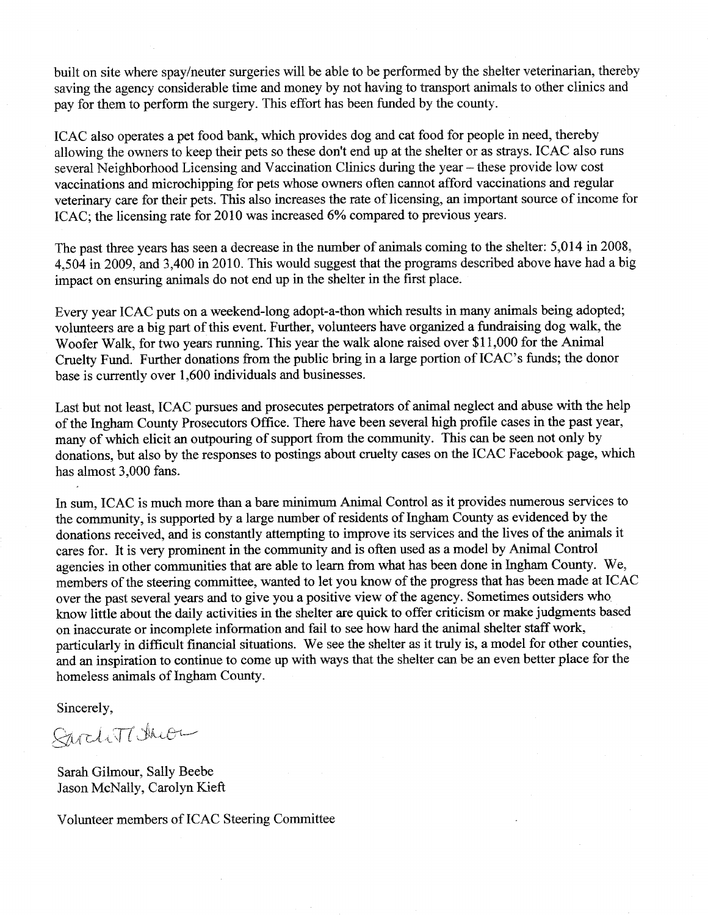built on site where spay/neuter surgeries will be able to be performed by the shelter veterinarian, thereby saving the agency considerable time and money by not having to transport animals to other clinics and pay for them to perform the surgery. This effort has been funded by the county.

ICAC also operates a pet food bank, which provides dog and cat food for people in need, thereby allowing the owners to keep their pets so these don't end up at the shelter or as strays. ICAC also runs several Neighborhood Licensing and Vaccination Clinics during the year – these provide low cost vaccinations and microchipping for pets whose owners often cannot afford vaccinations and regular veterinary care for their pets. This also increases the rate of licensing, an important source of income for ICAC; the licensing rate for 2010 was increased 6% compared to previous years.

The past three years has seen a decrease in the number of animals coming to the shelter: 5,014 in 2008, 4,504 in 2009, and 3,400 in 2010. This would suggest that the programs described above have had a big impact on ensuring animals do not end up in the shelter in the first place.

Every year ICAC puts on a weekend-long adopt-a-thon which results in many animals being adopted; volunteers are a big part of this event. Further, volunteers have organized a fundraising dog walk, the Woofer Walk, for two years running. This year the walk alone raised over $11,000 for the Animal Cruelty Fund. Further donations from the public bring in a large portion of ICAC's funds; the donor base is currently over 1,600 individuals and businesses.

Last but not least, ICAC pursues and prosecutes perpetrators of animal neglect and abuse with the help of the Ingham County Prosecutors Office. There have been several high profile cases in the past year, many of which elicit an outpouring of support from the community. This can be seen not only by donations, but also by the responses to postings about cruelty cases on the ICAC Facebook page, which has almost 3,000 fans.

In sum, ICAC is much more than a bare minimum Animal Control as it provides numerous services to the community, is supported by a large number of residents of Ingham County as evidenced by the donations received, and is constantly attempting to improve its services and the lives of the animals it cares for. It is very prominent in the community and is often used as a model by Animal Control agencies in other communities that are able to learn from what has been done in Ingham County. We, members of the steering committee, wanted to let you know of the progress that has been made at ICAC over the past several years and to give you a positive view of the agency. Sometimes outsiders who know little about the daily activities in the shelter are quick to offer criticism or make judgments based on inaccurate or incomplete information and fail to see how hard the animal shelter staff work, particularly in difficult financial situations. We see the shelter as it truly is, a model for other counties, and an inspiration to continue to come up with ways that the shelter can be an even better place for the homeless animals of Ingham County.

Sincerely,

Sarah Gilmour, Sally Beebe
Jason McNally, Carolyn Kieft

Volunteer members of ICAC Steering Committee